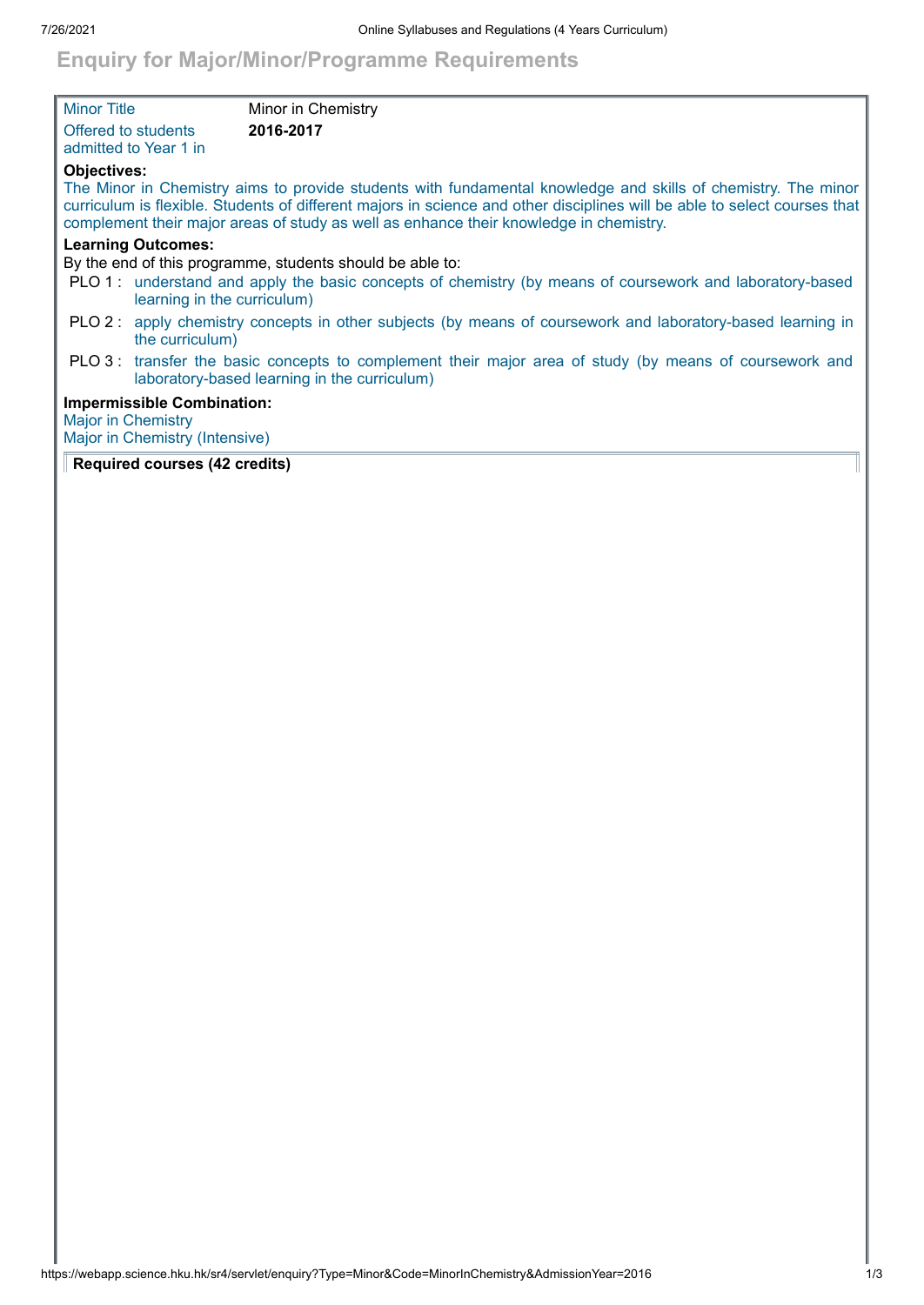# Enquiry for Major/Minor/Programme Requirements

| | |
|---|---|
| Minor Title | Minor in Chemistry |
| Offered to students admitted to Year 1 in | **2016-2017** |

**Objectives:**

The Minor in Chemistry aims to provide students with fundamental knowledge and skills of chemistry. The minor curriculum is flexible. Students of different majors in science and other disciplines will be able to select courses that complement their major areas of study as well as enhance their knowledge in chemistry.

**Learning Outcomes:**

By the end of this programme, students should be able to:

- PLO 1 : understand and apply the basic concepts of chemistry (by means of coursework and laboratory-based learning in the curriculum)
- PLO 2 : apply chemistry concepts in other subjects (by means of coursework and laboratory-based learning in the curriculum)
- PLO 3 : transfer the basic concepts to complement their major area of study (by means of coursework and laboratory-based learning in the curriculum)

**Impermissible Combination:**

Major in Chemistry
Major in Chemistry (Intensive)

**Required courses (42 credits)**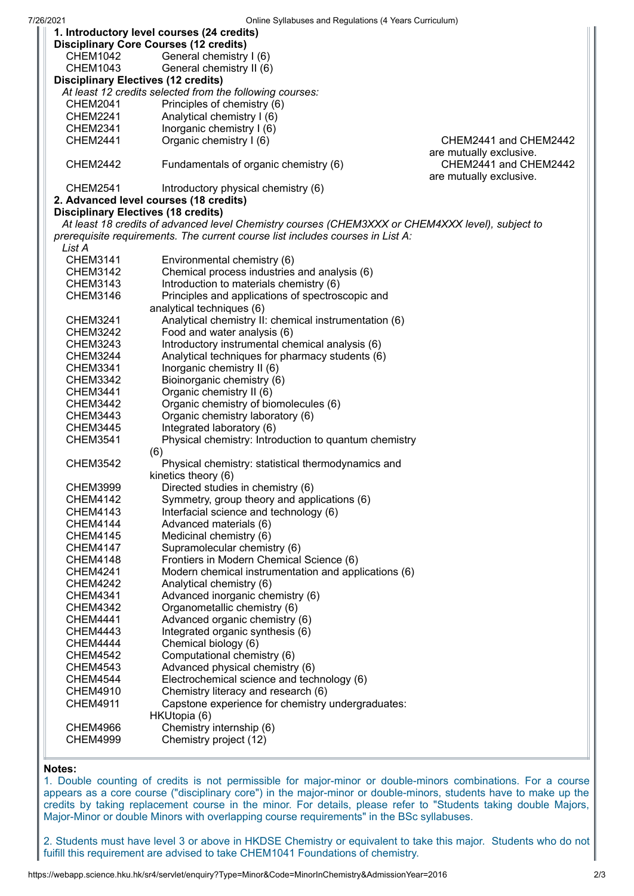**1. Introductory level courses (24 credits)**

**Disciplinary Core Courses (12 credits)**

| | | |
|---|---|---|
| CHEM1042 | General chemistry I (6) | |
| CHEM1043 | General chemistry II (6) | |

**Disciplinary Electives (12 credits)**

*At least 12 credits selected from the following courses:*

| | | |
|---|---|---|
| CHEM2041 | Principles of chemistry (6) | |
| CHEM2241 | Analytical chemistry I (6) | |
| CHEM2341 | Inorganic chemistry I (6) | |
| CHEM2441 | Organic chemistry I (6) | CHEM2441 and CHEM2442 are mutually exclusive. |
| CHEM2442 | Fundamentals of organic chemistry (6) | CHEM2441 and CHEM2442 are mutually exclusive. |
| CHEM2541 | Introductory physical chemistry (6) | |

**2. Advanced level courses (18 credits)**

**Disciplinary Electives (18 credits)**

*At least 18 credits of advanced level Chemistry courses (CHEM3XXX or CHEM4XXX level), subject to prerequisite requirements. The current course list includes courses in List A:*

*List A*

| | |
|---|---|
| CHEM3141 | Environmental chemistry (6) |
| CHEM3142 | Chemical process industries and analysis (6) |
| CHEM3143 | Introduction to materials chemistry (6) |
| CHEM3146 | Principles and applications of spectroscopic and analytical techniques (6) |
| CHEM3241 | Analytical chemistry II: chemical instrumentation (6) |
| CHEM3242 | Food and water analysis (6) |
| CHEM3243 | Introductory instrumental chemical analysis (6) |
| CHEM3244 | Analytical techniques for pharmacy students (6) |
| CHEM3341 | Inorganic chemistry II (6) |
| CHEM3342 | Bioinorganic chemistry (6) |
| CHEM3441 | Organic chemistry II (6) |
| CHEM3442 | Organic chemistry of biomolecules (6) |
| CHEM3443 | Organic chemistry laboratory (6) |
| CHEM3445 | Integrated laboratory (6) |
| CHEM3541 | Physical chemistry: Introduction to quantum chemistry (6) |
| CHEM3542 | Physical chemistry: statistical thermodynamics and kinetics theory (6) |
| CHEM3999 | Directed studies in chemistry (6) |
| CHEM4142 | Symmetry, group theory and applications (6) |
| CHEM4143 | Interfacial science and technology (6) |
| CHEM4144 | Advanced materials (6) |
| CHEM4145 | Medicinal chemistry (6) |
| CHEM4147 | Supramolecular chemistry (6) |
| CHEM4148 | Frontiers in Modern Chemical Science (6) |
| CHEM4241 | Modern chemical instrumentation and applications (6) |
| CHEM4242 | Analytical chemistry (6) |
| CHEM4341 | Advanced inorganic chemistry (6) |
| CHEM4342 | Organometallic chemistry (6) |
| CHEM4441 | Advanced organic chemistry (6) |
| CHEM4443 | Integrated organic synthesis (6) |
| CHEM4444 | Chemical biology (6) |
| CHEM4542 | Computational chemistry (6) |
| CHEM4543 | Advanced physical chemistry (6) |
| CHEM4544 | Electrochemical science and technology (6) |
| CHEM4910 | Chemistry literacy and research (6) |
| CHEM4911 | Capstone experience for chemistry undergraduates: HKUtopia (6) |
| CHEM4966 | Chemistry internship (6) |
| CHEM4999 | Chemistry project (12) |

**Notes:**

1. Double counting of credits is not permissible for major-minor or double-minors combinations. For a course appears as a core course ("disciplinary core") in the major-minor or double-minors, students have to make up the credits by taking replacement course in the minor. For details, please refer to "Students taking double Majors, Major-Minor or double Minors with overlapping course requirements" in the BSc syllabuses.

2. Students must have level 3 or above in HKDSE Chemistry or equivalent to take this major. Students who do not fulfill this requirement are advised to take CHEM1041 Foundations of chemistry.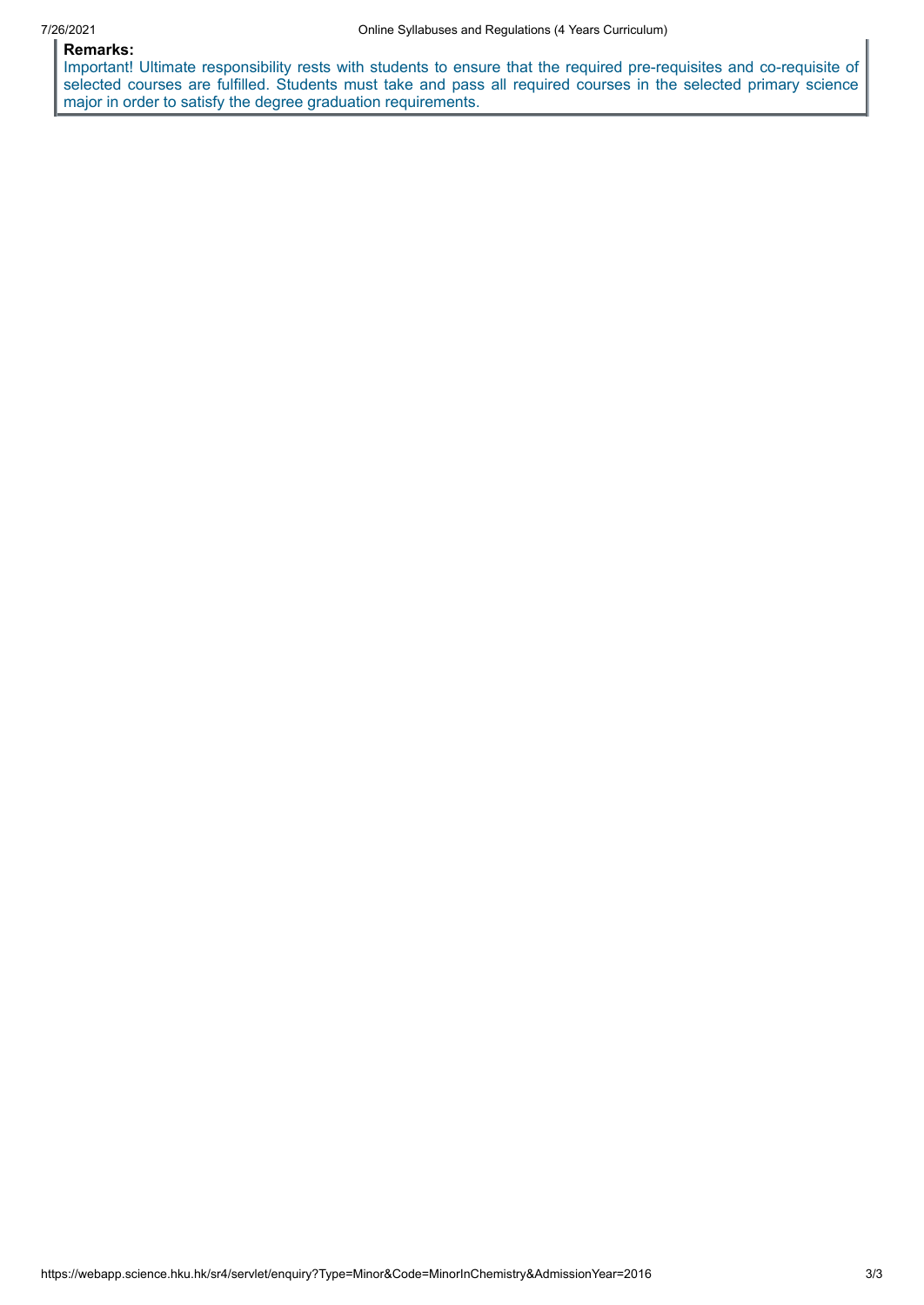**Remarks:**

Important! Ultimate responsibility rests with students to ensure that the required pre-requisites and co-requisite of selected courses are fulfilled. Students must take and pass all required courses in the selected primary science major in order to satisfy the degree graduation requirements.